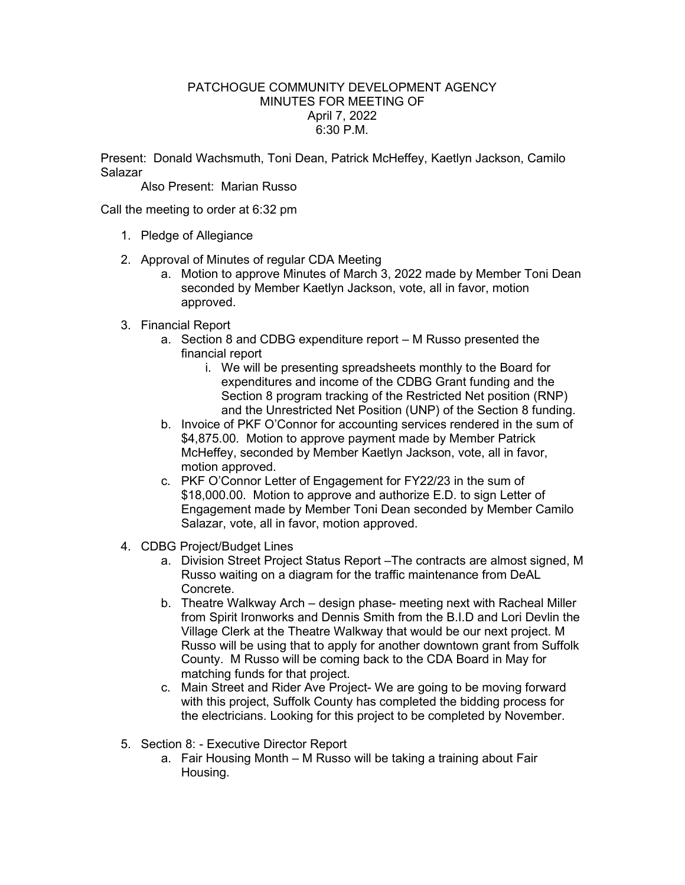PATCHOGUE COMMUNITY DEVELOPMENT AGENCY
MINUTES FOR MEETING OF
April 7, 2022
6:30 P.M.

Present: Donald Wachsmuth, Toni Dean, Patrick McHeffey, Kaetlyn Jackson, Camilo Salazar

Also Present: Marian Russo

Call the meeting to order at 6:32 pm

1. Pledge of Allegiance

2. Approval of Minutes of regular CDA Meeting
   a. Motion to approve Minutes of March 3, 2022 made by Member Toni Dean seconded by Member Kaetlyn Jackson, vote, all in favor, motion approved.

3. Financial Report
   a. Section 8 and CDBG expenditure report – M Russo presented the financial report
      i. We will be presenting spreadsheets monthly to the Board for expenditures and income of the CDBG Grant funding and the Section 8 program tracking of the Restricted Net position (RNP) and the Unrestricted Net Position (UNP) of the Section 8 funding.
   b. Invoice of PKF O'Connor for accounting services rendered in the sum of $4,875.00. Motion to approve payment made by Member Patrick McHeffey, seconded by Member Kaetlyn Jackson, vote, all in favor, motion approved.
   c. PKF O'Connor Letter of Engagement for FY22/23 in the sum of $18,000.00. Motion to approve and authorize E.D. to sign Letter of Engagement made by Member Toni Dean seconded by Member Camilo Salazar, vote, all in favor, motion approved.

4. CDBG Project/Budget Lines
   a. Division Street Project Status Report –The contracts are almost signed, M Russo waiting on a diagram for the traffic maintenance from DeAL Concrete.
   b. Theatre Walkway Arch – design phase- meeting next with Racheal Miller from Spirit Ironworks and Dennis Smith from the B.I.D and Lori Devlin the Village Clerk at the Theatre Walkway that would be our next project. M Russo will be using that to apply for another downtown grant from Suffolk County. M Russo will be coming back to the CDA Board in May for matching funds for that project.
   c. Main Street and Rider Ave Project- We are going to be moving forward with this project, Suffolk County has completed the bidding process for the electricians. Looking for this project to be completed by November.

5. Section 8: - Executive Director Report
   a. Fair Housing Month – M Russo will be taking a training about Fair Housing.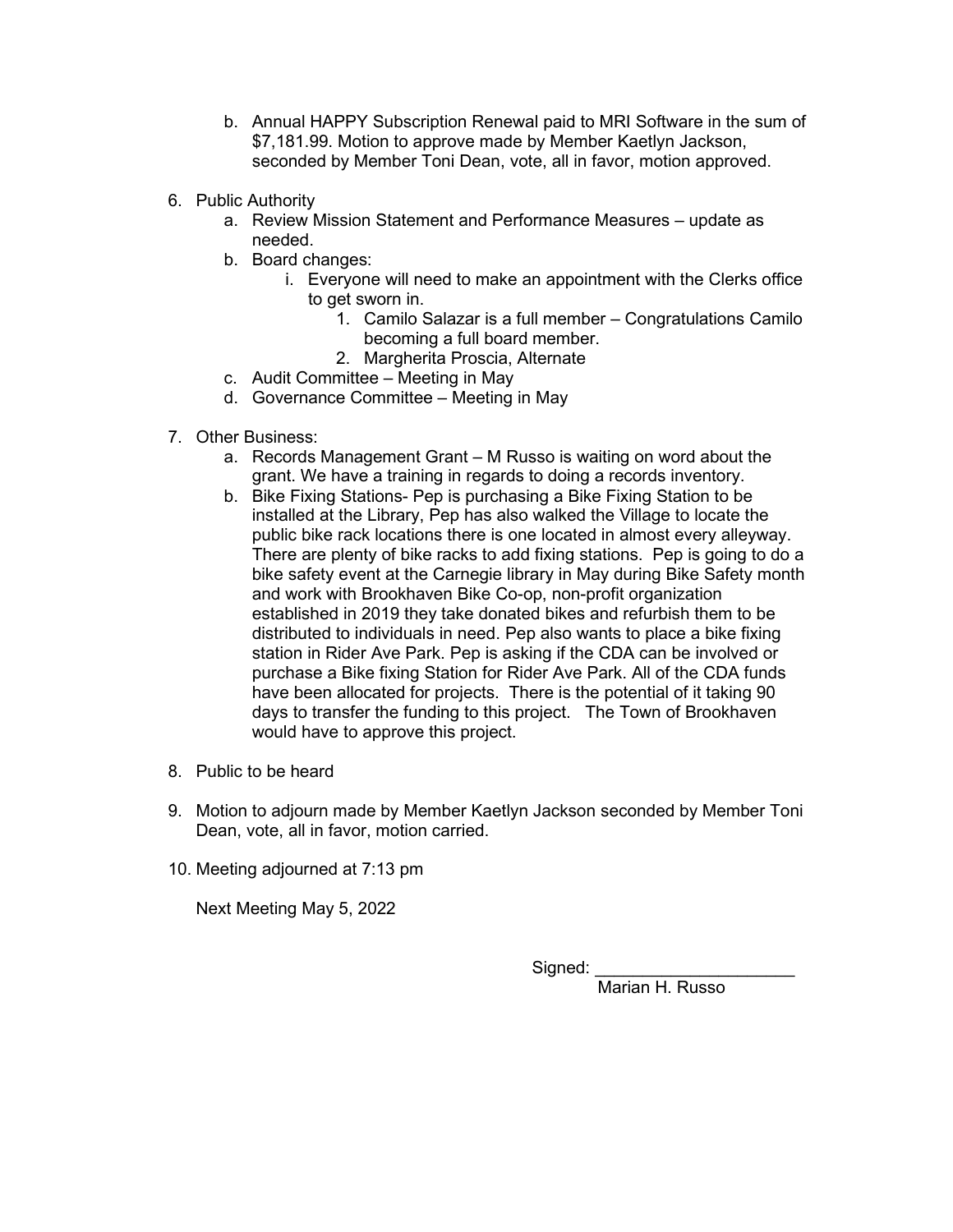b. Annual HAPPY Subscription Renewal paid to MRI Software in the sum of $7,181.99. Motion to approve made by Member Kaetlyn Jackson, seconded by Member Toni Dean, vote, all in favor, motion approved.

6. Public Authority
   a. Review Mission Statement and Performance Measures – update as needed.
   b. Board changes:
      i. Everyone will need to make an appointment with the Clerks office to get sworn in.
         1. Camilo Salazar is a full member – Congratulations Camilo becoming a full board member.
         2. Margherita Proscia, Alternate
   c. Audit Committee – Meeting in May
   d. Governance Committee – Meeting in May

7. Other Business:
   a. Records Management Grant – M Russo is waiting on word about the grant. We have a training in regards to doing a records inventory.
   b. Bike Fixing Stations- Pep is purchasing a Bike Fixing Station to be installed at the Library, Pep has also walked the Village to locate the public bike rack locations there is one located in almost every alleyway. There are plenty of bike racks to add fixing stations. Pep is going to do a bike safety event at the Carnegie library in May during Bike Safety month and work with Brookhaven Bike Co-op, non-profit organization established in 2019 they take donated bikes and refurbish them to be distributed to individuals in need. Pep also wants to place a bike fixing station in Rider Ave Park. Pep is asking if the CDA can be involved or purchase a Bike fixing Station for Rider Ave Park. All of the CDA funds have been allocated for projects. There is the potential of it taking 90 days to transfer the funding to this project. The Town of Brookhaven would have to approve this project.

8. Public to be heard

9. Motion to adjourn made by Member Kaetlyn Jackson seconded by Member Toni Dean, vote, all in favor, motion carried.

10. Meeting adjourned at 7:13 pm

Next Meeting May 5, 2022

Signed: ____________________
Marian H. Russo